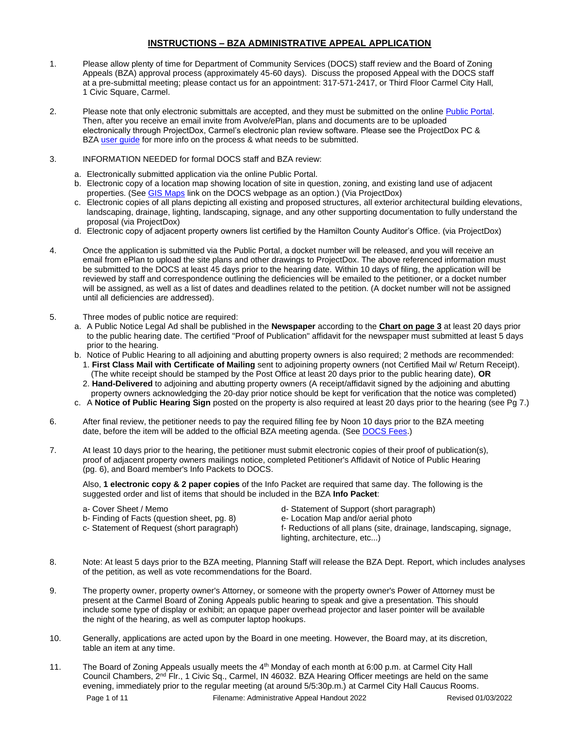## INSTRUCTIONS – BZA ADMINISTRATIVE APPEAL APPLICATION

1. Please allow plenty of time for Department of Community Services (DOCS) staff review and the Board of Zoning Appeals (BZA) approval process (approximately 45-60 days). Discuss the proposed Appeal with the DOCS staff at a pre-submittal meeting; please contact us for an appointment: 317-571-2417, or Third Floor Carmel City Hall, 1 Civic Square, Carmel.

2. Please note that only electronic submittals are accepted, and they must be submitted on the online Public Portal. Then, after you receive an email invite from Avolve/ePlan, plans and documents are to be uploaded electronically through ProjectDox, Carmel's electronic plan review software. Please see the ProjectDox PC & BZA user guide for more info on the process & what needs to be submitted.

3. INFORMATION NEEDED for formal DOCS staff and BZA review:
   a. Electronically submitted application via the online Public Portal.
   b. Electronic copy of a location map showing location of site in question, zoning, and existing land use of adjacent properties. (See GIS Maps link on the DOCS webpage as an option.) (Via ProjectDox)
   c. Electronic copies of all plans depicting all existing and proposed structures, all exterior architectural building elevations, landscaping, drainage, lighting, landscaping, signage, and any other supporting documentation to fully understand the proposal (via ProjectDox)
   d. Electronic copy of adjacent property owners list certified by the Hamilton County Auditor's Office. (via ProjectDox)

4. Once the application is submitted via the Public Portal, a docket number will be released, and you will receive an email from ePlan to upload the site plans and other drawings to ProjectDox. The above referenced information must be submitted to the DOCS at least 45 days prior to the hearing date. Within 10 days of filing, the application will be reviewed by staff and correspondence outlining the deficiencies will be emailed to the petitioner, or a docket number will be assigned, as well as a list of dates and deadlines related to the petition. (A docket number will not be assigned until all deficiencies are addressed).

5. Three modes of public notice are required:
   a. A Public Notice Legal Ad shall be published in the **Newspaper** according to the **Chart on page 3** at least 20 days prior to the public hearing date. The certified "Proof of Publication" affidavit for the newspaper must submitted at least 5 days prior to the hearing.
   b. Notice of Public Hearing to all adjoining and abutting property owners is also required; 2 methods are recommended:
      1. **First Class Mail with Certificate of Mailing** sent to adjoining property owners (not Certified Mail w/ Return Receipt). (The white receipt should be stamped by the Post Office at least 20 days prior to the public hearing date), **OR**
      2. **Hand-Delivered** to adjoining and abutting property owners (A receipt/affidavit signed by the adjoining and abutting property owners acknowledging the 20-day prior notice should be kept for verification that the notice was completed)
   c. A **Notice of Public Hearing Sign** posted on the property is also required at least 20 days prior to the hearing (see Pg 7.)

6. After final review, the petitioner needs to pay the required filling fee by Noon 10 days prior to the BZA meeting date, before the item will be added to the official BZA meeting agenda. (See DOCS Fees.)

7. At least 10 days prior to the hearing, the petitioner must submit electronic copies of their proof of publication(s), proof of adjacent property owners mailings notice, completed Petitioner's Affidavit of Notice of Public Hearing (pg. 6), and Board member's Info Packets to DOCS.

   Also, **1 electronic copy & 2 paper copies** of the Info Packet are required that same day. The following is the suggested order and list of items that should be included in the BZA **Info Packet**:

   a- Cover Sheet / Memo
   b- Finding of Facts (question sheet, pg. 8)
   c- Statement of Request (short paragraph)
   d- Statement of Support (short paragraph)
   e- Location Map and/or aerial photo
   f- Reductions of all plans (site, drainage, landscaping, signage, lighting, architecture, etc...)

8. Note: At least 5 days prior to the BZA meeting, Planning Staff will release the BZA Dept. Report, which includes analyses of the petition, as well as vote recommendations for the Board.

9. The property owner, property owner's Attorney, or someone with the property owner's Power of Attorney must be present at the Carmel Board of Zoning Appeals public hearing to speak and give a presentation. This should include some type of display or exhibit; an opaque paper overhead projector and laser pointer will be available the night of the hearing, as well as computer laptop hookups.

10. Generally, applications are acted upon by the Board in one meeting. However, the Board may, at its discretion, table an item at any time.

11. The Board of Zoning Appeals usually meets the 4th Monday of each month at 6:00 p.m. at Carmel City Hall Council Chambers, 2nd Flr., 1 Civic Sq., Carmel, IN 46032. BZA Hearing Officer meetings are held on the same evening, immediately prior to the regular meeting (at around 5/5:30p.m.) at Carmel City Hall Caucus Rooms.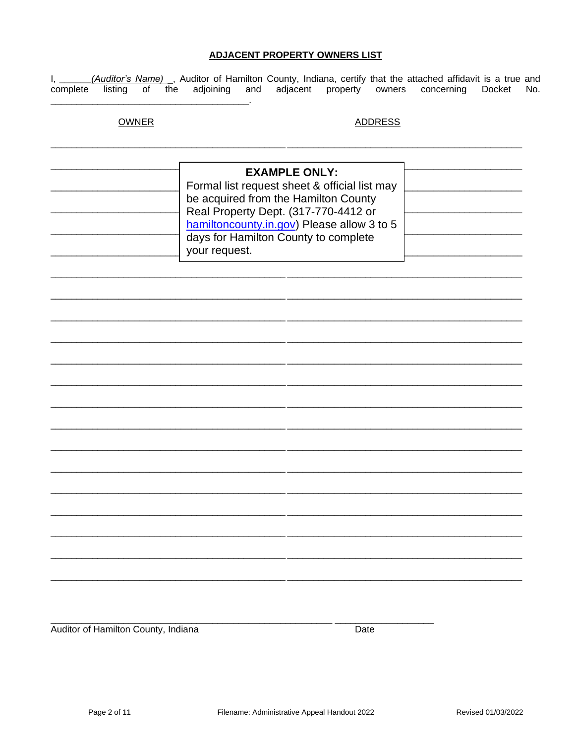## ADJACENT PROPERTY OWNERS LIST

I, ______*(Auditor's Name)*__, Auditor of Hamilton County, Indiana, certify that the attached affidavit is a true and complete listing of the adjoining and adjacent property owners concerning Docket No. ____________________________________.

| OWNER | ADDRESS |
|---|---|
| | |
| | |
| | |
| | |
| | |
| | |
| | |
| | |
| | |
| | |
| | |
| | |
| | |
| | |
| | |
| | |
| | |
| | |
| | |
| | |
| | |

> **EXAMPLE ONLY:**
> Formal list request sheet & official list may be acquired from the Hamilton County Real Property Dept. (317-770-4412 or hamiltoncounty.in.gov) Please allow 3 to 5 days for Hamilton County to complete your request.

___________________________________________________ __________________

Auditor of Hamilton County, Indiana Date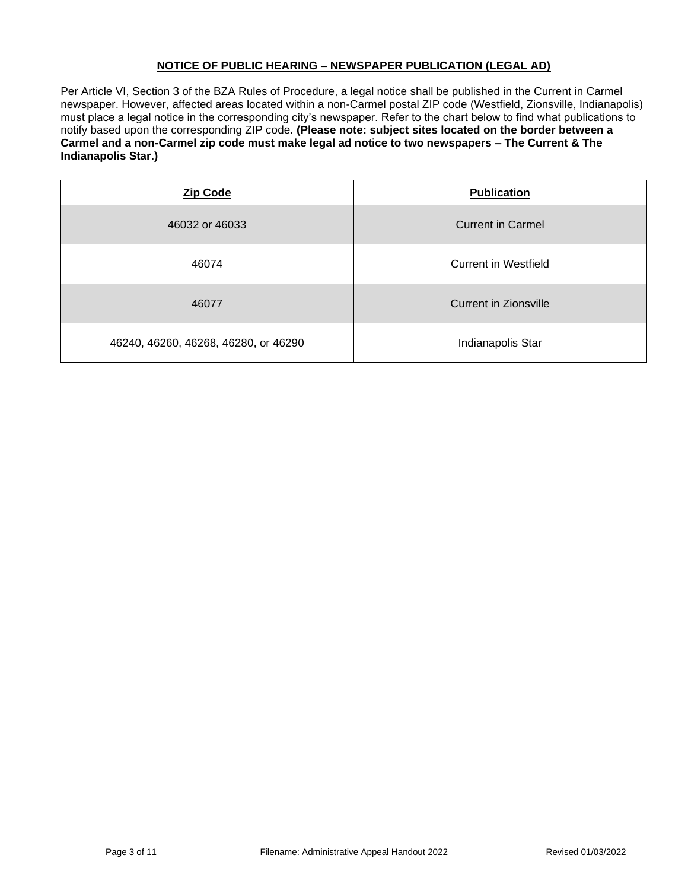## NOTICE OF PUBLIC HEARING – NEWSPAPER PUBLICATION (LEGAL AD)

Per Article VI, Section 3 of the BZA Rules of Procedure, a legal notice shall be published in the Current in Carmel newspaper. However, affected areas located within a non-Carmel postal ZIP code (Westfield, Zionsville, Indianapolis) must place a legal notice in the corresponding city's newspaper. Refer to the chart below to find what publications to notify based upon the corresponding ZIP code. **(Please note: subject sites located on the border between a Carmel and a non-Carmel zip code must make legal ad notice to two newspapers – The Current & The Indianapolis Star.)**

| Zip Code | Publication |
| --- | --- |
| 46032 or 46033 | Current in Carmel |
| 46074 | Current in Westfield |
| 46077 | Current in Zionsville |
| 46240, 46260, 46268, 46280, or 46290 | Indianapolis Star |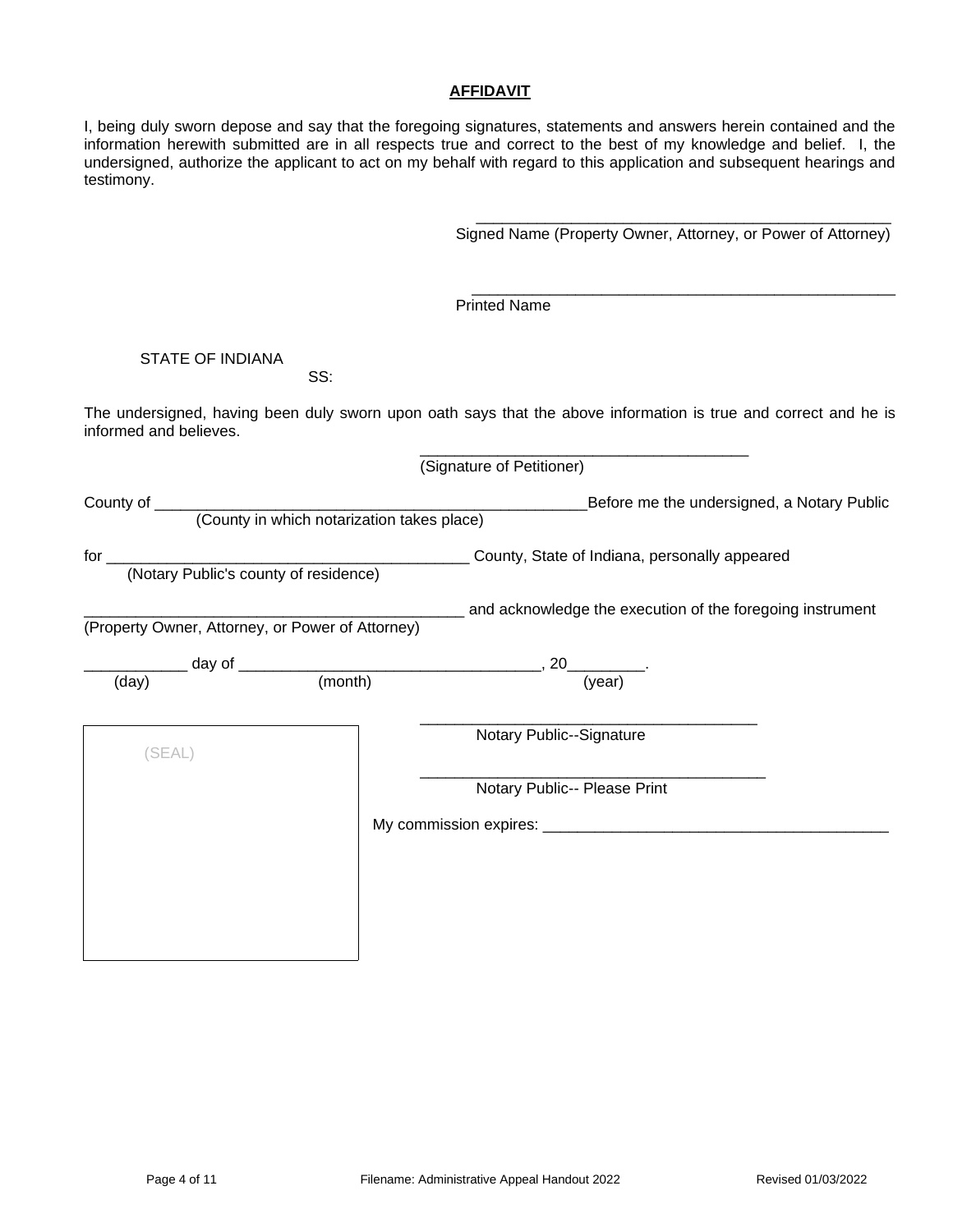## AFFIDAVIT

I, being duly sworn depose and say that the foregoing signatures, statements and answers herein contained and the information herewith submitted are in all respects true and correct to the best of my knowledge and belief. I, the undersigned, authorize the applicant to act on my behalf with regard to this application and subsequent hearings and testimony.

_______________________________________________
Signed Name (Property Owner, Attorney, or Power of Attorney)

_______________________________________________
Printed Name

STATE OF INDIANA

SS:

The undersigned, having been duly sworn upon oath says that the above information is true and correct and he is informed and believes.

_____________________________________
(Signature of Petitioner)

County of _________________________________________________ Before me the undersigned, a Notary Public
(County in which notarization takes place)

for __________________________________________ County, State of Indiana, personally appeared
(Notary Public's county of residence)

____________________________________________ and acknowledge the execution of the foregoing instrument
(Property Owner, Attorney, or Power of Attorney)

___________ day of _________________________________, 20_________.
(day) (month) (year)

(SEAL)

_____________________________________
Notary Public--Signature

_____________________________________
Notary Public-- Please Print

My commission expires: _______________________________________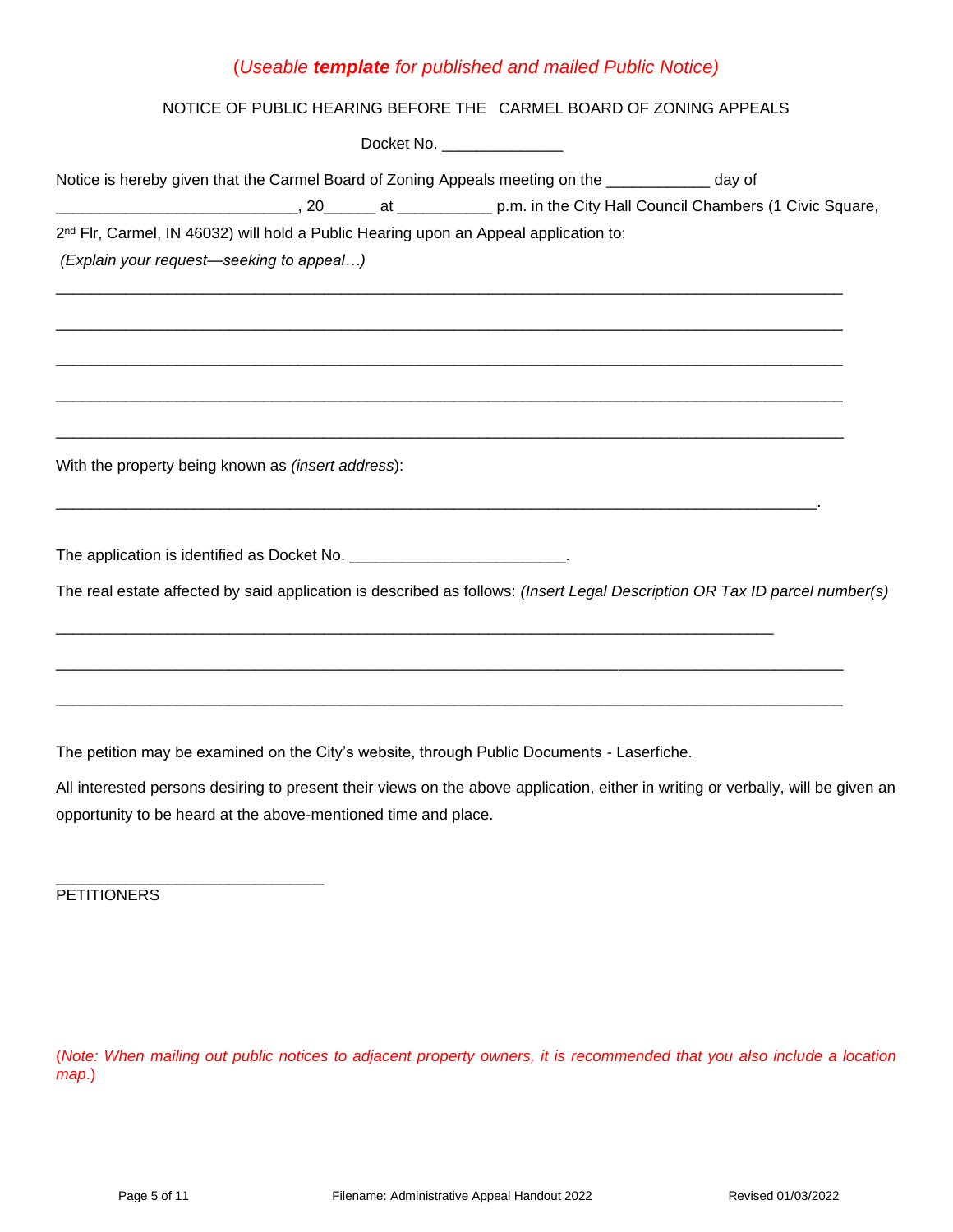(*Useable **template** for published and mailed Public Notice)*

NOTICE OF PUBLIC HEARING BEFORE THE CARMEL BOARD OF ZONING APPEALS

Docket No. ______________

Notice is hereby given that the Carmel Board of Zoning Appeals meeting on the ____________ day of ____________________________, 20______ at ___________ p.m. in the City Hall Council Chambers (1 Civic Square, 2nd Flr, Carmel, IN 46032) will hold a Public Hearing upon an Appeal application to:

*(Explain your request—seeking to appeal…)*

_____________________________________________________________________________________

_____________________________________________________________________________________

_____________________________________________________________________________________

_____________________________________________________________________________________

_____________________________________________________________________________________

With the property being known as *(insert address)*:

____________________________________________________________________________________.

The application is identified as Docket No. _________________________.

The real estate affected by said application is described as follows: *(Insert Legal Description OR Tax ID parcel number(s)*

______________________________________________________________________________

_____________________________________________________________________________________

_____________________________________________________________________________________

The petition may be examined on the City's website, through Public Documents - Laserfiche.

All interested persons desiring to present their views on the above application, either in writing or verbally, will be given an opportunity to be heard at the above-mentioned time and place.

_______________________________

PETITIONERS

(*Note: When mailing out public notices to adjacent property owners, it is recommended that you also include a location map.*)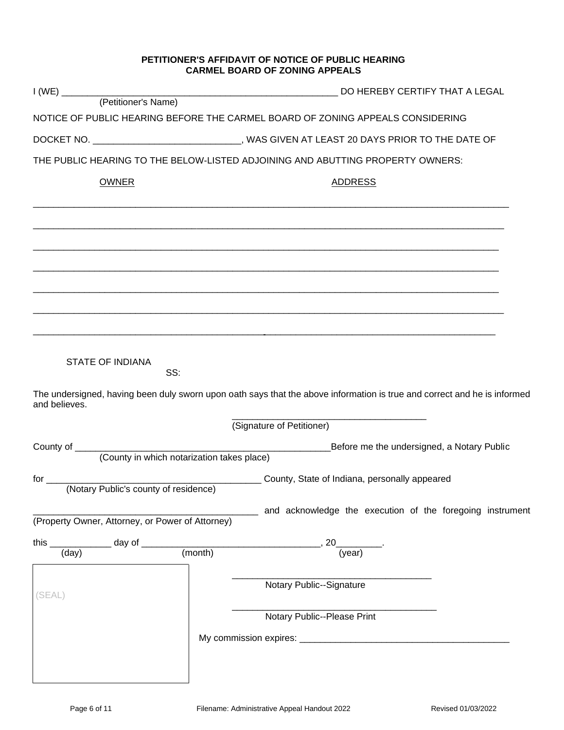**PETITIONER'S AFFIDAVIT OF NOTICE OF PUBLIC HEARING**
**CARMEL BOARD OF ZONING APPEALS**

I (WE) ______________________________________________________ DO HEREBY CERTIFY THAT A LEGAL
(Petitioner's Name)

NOTICE OF PUBLIC HEARING BEFORE THE CARMEL BOARD OF ZONING APPEALS CONSIDERING

DOCKET NO. ____________________________, WAS GIVEN AT LEAST 20 DAYS PRIOR TO THE DATE OF

THE PUBLIC HEARING TO THE BELOW-LISTED ADJOINING AND ABUTTING PROPERTY OWNERS:

| OWNER | ADDRESS |
|---|---|
| | |
| | |
| | |
| | |
| | |
| | |
| | |

STATE OF INDIANA
SS:

The undersigned, having been duly sworn upon oath says that the above information is true and correct and he is informed and believes.

______________________________________
(Signature of Petitioner)

County of ___________________________________________________ Before me the undersigned, a Notary Public
(County in which notarization takes place)

for __________________________________________ County, State of Indiana, personally appeared
(Notary Public's county of residence)

___________________________________________ and acknowledge the execution of the foregoing instrument
(Property Owner, Attorney, or Power of Attorney)

this ___________ day of __________________________________, 20_________.
(day) (month) (year)

(SEAL)

______________________________________
Notary Public--Signature

______________________________________
Notary Public--Please Print

My commission expires: _________________________________________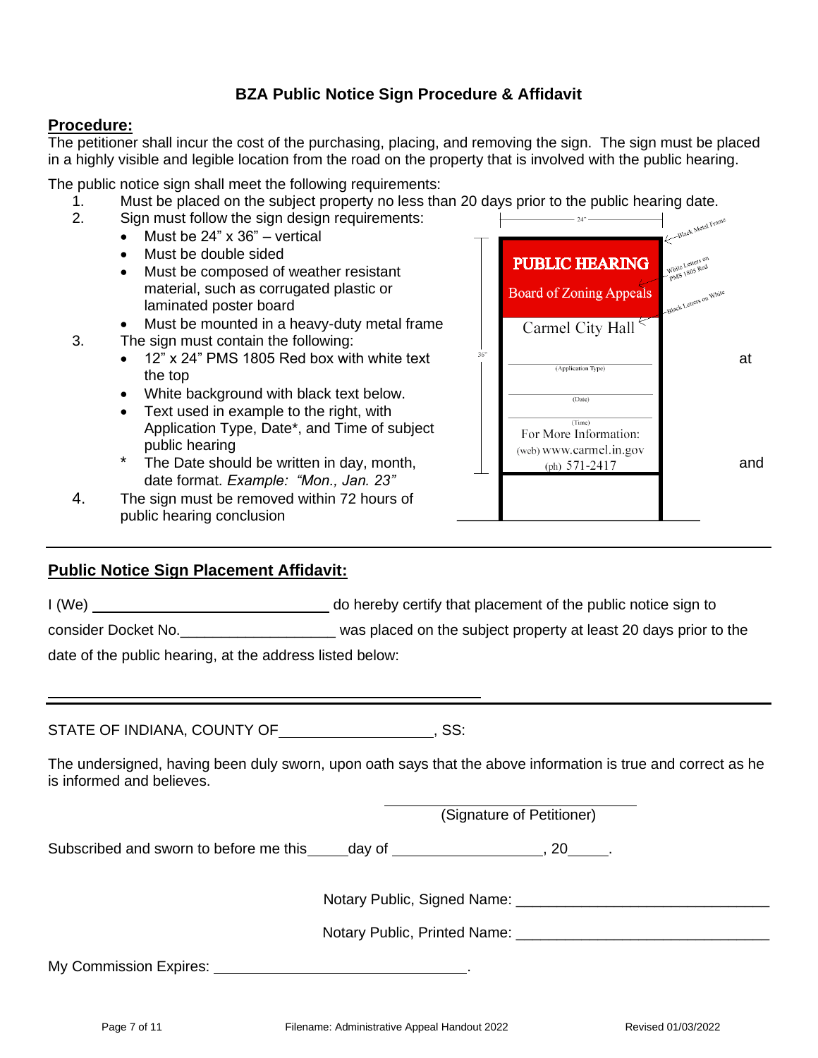## BZA Public Notice Sign Procedure & Affidavit

### Procedure:

The petitioner shall incur the cost of the purchasing, placing, and removing the sign. The sign must be placed in a highly visible and legible location from the road on the property that is involved with the public hearing.

The public notice sign shall meet the following requirements:

1. Must be placed on the subject property no less than 20 days prior to the public hearing date.
2. Sign must follow the sign design requirements:
   - Must be 24" x 36" – vertical
   - Must be double sided
   - Must be composed of weather resistant material, such as corrugated plastic or laminated poster board
   - Must be mounted in a heavy-duty metal frame
3. The sign must contain the following:
   - 12" x 24" PMS 1805 Red box with white text at the top
   - White background with black text below.
   - Text used in example to the right, with Application Type, Date*, and Time of subject public hearing and
   - \* The Date should be written in day, month, date format. *Example: "Mon., Jan. 23"*
4. The sign must be removed within 72 hours of public hearing conclusion

24"

PUBLIC HEARING
Board of Zoning Appeals
Carmel City Hall

(Application Type)

(Date)

(Time)

For More Information:
(web) www.carmel.in.gov
(ph) 571-2417

36"

Black Metal Frame
White Letters on PMS 1805 Red
Black Letters on White

---

### Public Notice Sign Placement Affidavit:

I (We) ______________________________ do hereby certify that placement of the public notice sign to consider Docket No.___________________ was placed on the subject property at least 20 days prior to the date of the public hearing, at the address listed below:

________________________________________________________

---

STATE OF INDIANA, COUNTY OF ____________________, SS:

The undersigned, having been duly sworn, upon oath says that the above information is true and correct as he is informed and believes.

________________________________
(Signature of Petitioner)

Subscribed and sworn to before me this_____day of ___________________, 20_____.

Notary Public, Signed Name: ________________________________

Notary Public, Printed Name: ________________________________

My Commission Expires: ________________________________.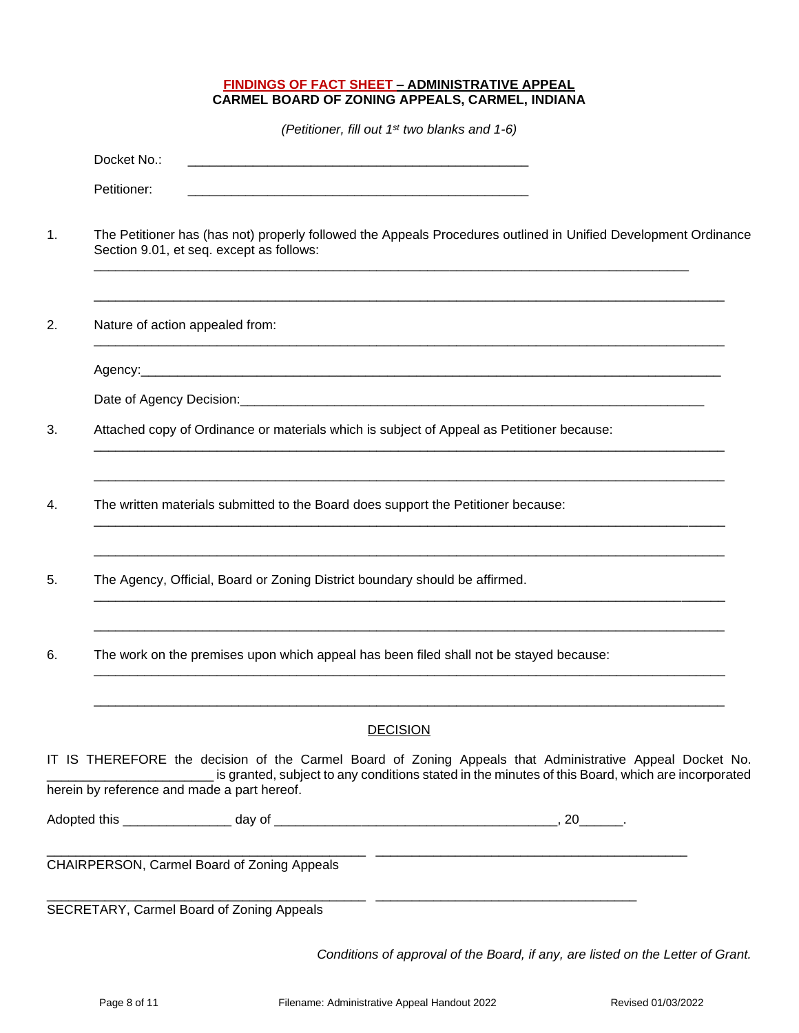**FINDINGS OF FACT SHEET – ADMINISTRATIVE APPEAL**
**CARMEL BOARD OF ZONING APPEALS, CARMEL, INDIANA**

*(Petitioner, fill out 1st two blanks and 1-6)*

Docket No.: ________________________________________________

Petitioner: ________________________________________________

1. The Petitioner has (has not) properly followed the Appeals Procedures outlined in Unified Development Ordinance Section 9.01, et seq. except as follows:
   ____________________________________________________________________________________
   ____________________________________________________________________________________

2. Nature of action appealed from:
   ____________________________________________________________________________________

   Agency:______________________________________________________________________________

   Date of Agency Decision:________________________________________________________________

3. Attached copy of Ordinance or materials which is subject of Appeal as Petitioner because:
   ____________________________________________________________________________________
   ____________________________________________________________________________________

4. The written materials submitted to the Board does support the Petitioner because:
   ____________________________________________________________________________________
   ____________________________________________________________________________________

5. The Agency, Official, Board or Zoning District boundary should be affirmed.
   ____________________________________________________________________________________
   ____________________________________________________________________________________

6. The work on the premises upon which appeal has been filed shall not be stayed because:
   ____________________________________________________________________________________
   ____________________________________________________________________________________

DECISION

IT IS THEREFORE the decision of the Carmel Board of Zoning Appeals that Administrative Appeal Docket No. ______________________ is granted, subject to any conditions stated in the minutes of this Board, which are incorporated herein by reference and made a part hereof.

Adopted this _______________ day of ________________________________________, 20______.

___________________________________________ ___________________________________________
CHAIRPERSON, Carmel Board of Zoning Appeals

___________________________________________ ___________________________________
SECRETARY, Carmel Board of Zoning Appeals

*Conditions of approval of the Board, if any, are listed on the Letter of Grant.*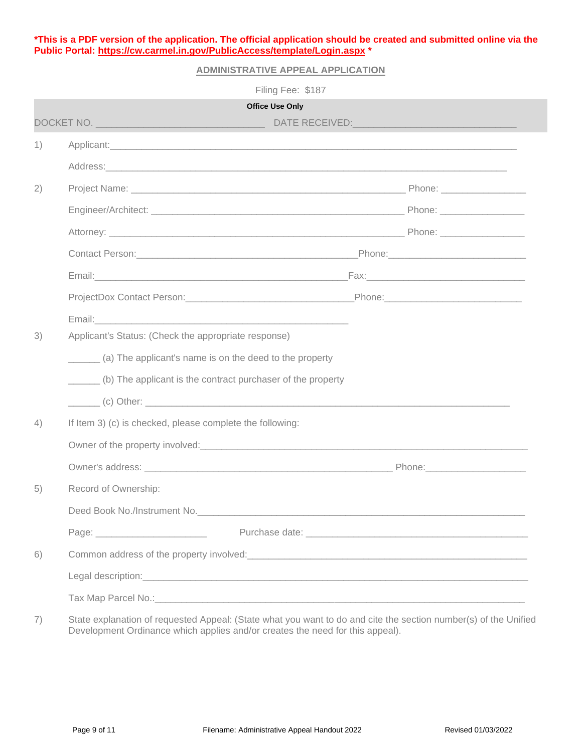**\*This is a PDF version of the application. The official application should be created and submitted online via the Public Portal: https://cw.carmel.in.gov/PublicAccess/template/Login.aspx \***

## ADMINISTRATIVE APPEAL APPLICATION

Filing Fee: $187

**Office Use Only**

DOCKET NO. ______________________________ DATE RECEIVED:______________________________

1) Applicant:________________________________________________________________________

Address:________________________________________________________________________

2) Project Name: ______________________________________________ Phone: ______________

Engineer/Architect: ___________________________________________ Phone: ______________

Attorney: ___________________________________________________ Phone: ______________

Contact Person:______________________________________Phone:________________________

Email:_________________________________________Fax:____________________________

ProjectDox Contact Person:____________________________Phone:_______________________

Email:_____________________________________________

3) Applicant's Status: (Check the appropriate response)

______ (a) The applicant's name is on the deed to the property

______ (b) The applicant is the contract purchaser of the property

______ (c) Other: _______________________________________________________________

4) If Item 3) (c) is checked, please complete the following:

Owner of the property involved:_________________________________________________________

Owner's address: _____________________________________________ Phone:_________________

5) Record of Ownership:

Deed Book No./Instrument No.__________________________________________________________

Page: ____________________ Purchase date: _______________________________________

6) Common address of the property involved:_______________________________________________

Legal description:_____________________________________________________________________

Tax Map Parcel No.:___________________________________________________________________

7) State explanation of requested Appeal: (State what you want to do and cite the section number(s) of the Unified Development Ordinance which applies and/or creates the need for this appeal).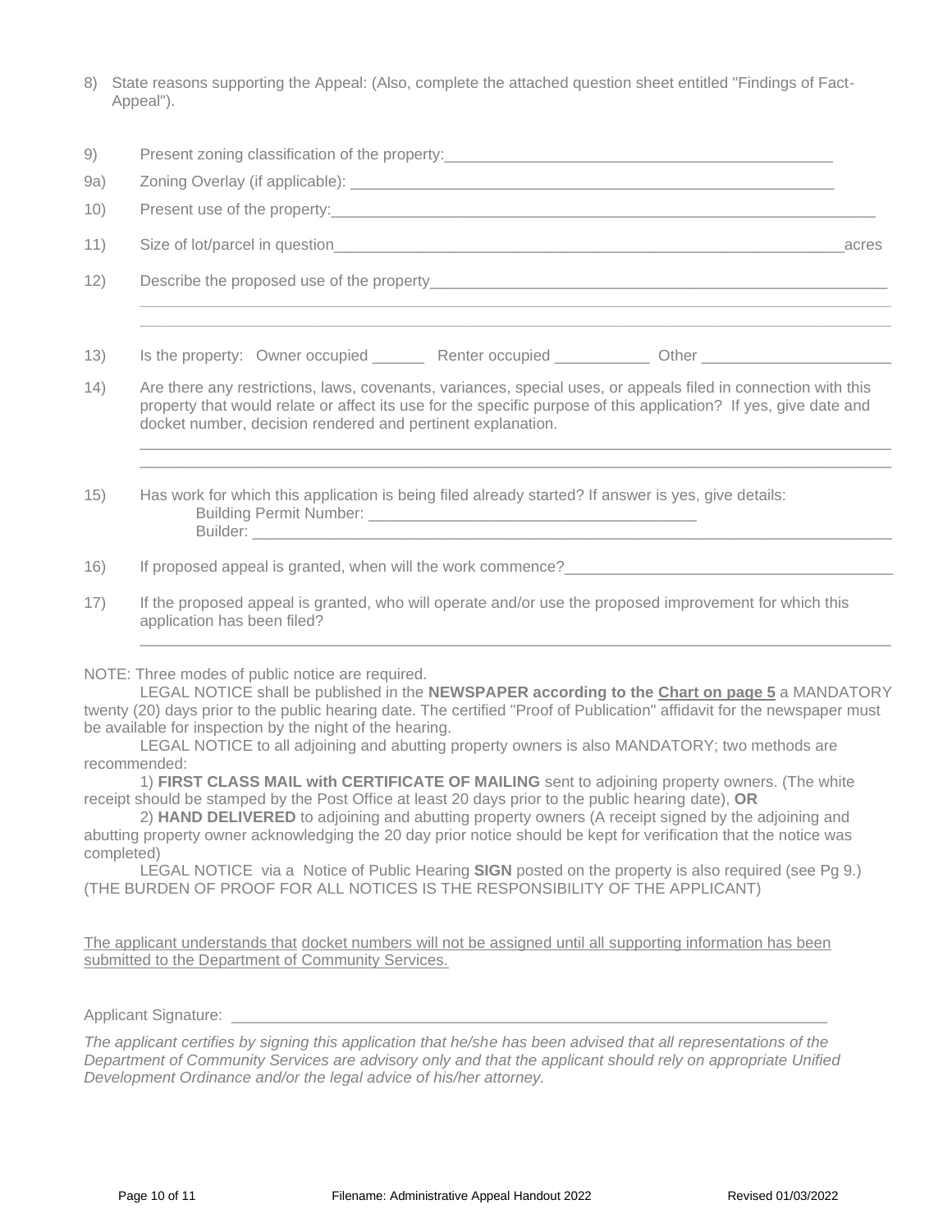8) State reasons supporting the Appeal: (Also, complete the attached question sheet entitled "Findings of Fact-Appeal").

9) Present zoning classification of the property:_______________________________________________

9a) Zoning Overlay (if applicable): ___________________________________________________________

10) Present use of the property:____________________________________________________________

11) Size of lot/parcel in question___________________________________________________________acres

12) Describe the proposed use of the property______________________________________________________
_____________________________________________________________________________________________
_____________________________________________________________________________________________

13) Is the property: Owner occupied ______ Renter occupied ___________ Other ______________________

14) Are there any restrictions, laws, covenants, variances, special uses, or appeals filed in connection with this property that would relate or affect its use for the specific purpose of this application? If yes, give date and docket number, decision rendered and pertinent explanation.
_____________________________________________________________________________________________
_____________________________________________________________________________________________

15) Has work for which this application is being filed already started? If answer is yes, give details:
Building Permit Number: _______________________________________
Builder: ______________________________________________________________________________

16) If proposed appeal is granted, when will the work commence?______________________________________

17) If the proposed appeal is granted, who will operate and/or use the proposed improvement for which this application has been filed?
_____________________________________________________________________________________________

NOTE: Three modes of public notice are required.

LEGAL NOTICE shall be published in the **NEWSPAPER according to the Chart on page 5** a MANDATORY twenty (20) days prior to the public hearing date. The certified "Proof of Publication" affidavit for the newspaper must be available for inspection by the night of the hearing.

LEGAL NOTICE to all adjoining and abutting property owners is also MANDATORY; two methods are recommended:

1) **FIRST CLASS MAIL with CERTIFICATE OF MAILING** sent to adjoining property owners. (The white receipt should be stamped by the Post Office at least 20 days prior to the public hearing date), **OR**

2) **HAND DELIVERED** to adjoining and abutting property owners (A receipt signed by the adjoining and abutting property owner acknowledging the 20 day prior notice should be kept for verification that the notice was completed)

LEGAL NOTICE via a Notice of Public Hearing **SIGN** posted on the property is also required (see Pg 9.)
(THE BURDEN OF PROOF FOR ALL NOTICES IS THE RESPONSIBILITY OF THE APPLICANT)

The applicant understands that docket numbers will not be assigned until all supporting information has been submitted to the Department of Community Services.

Applicant Signature: ______________________________________________________________________

*The applicant certifies by signing this application that he/she has been advised that all representations of the Department of Community Services are advisory only and that the applicant should rely on appropriate Unified Development Ordinance and/or the legal advice of his/her attorney.*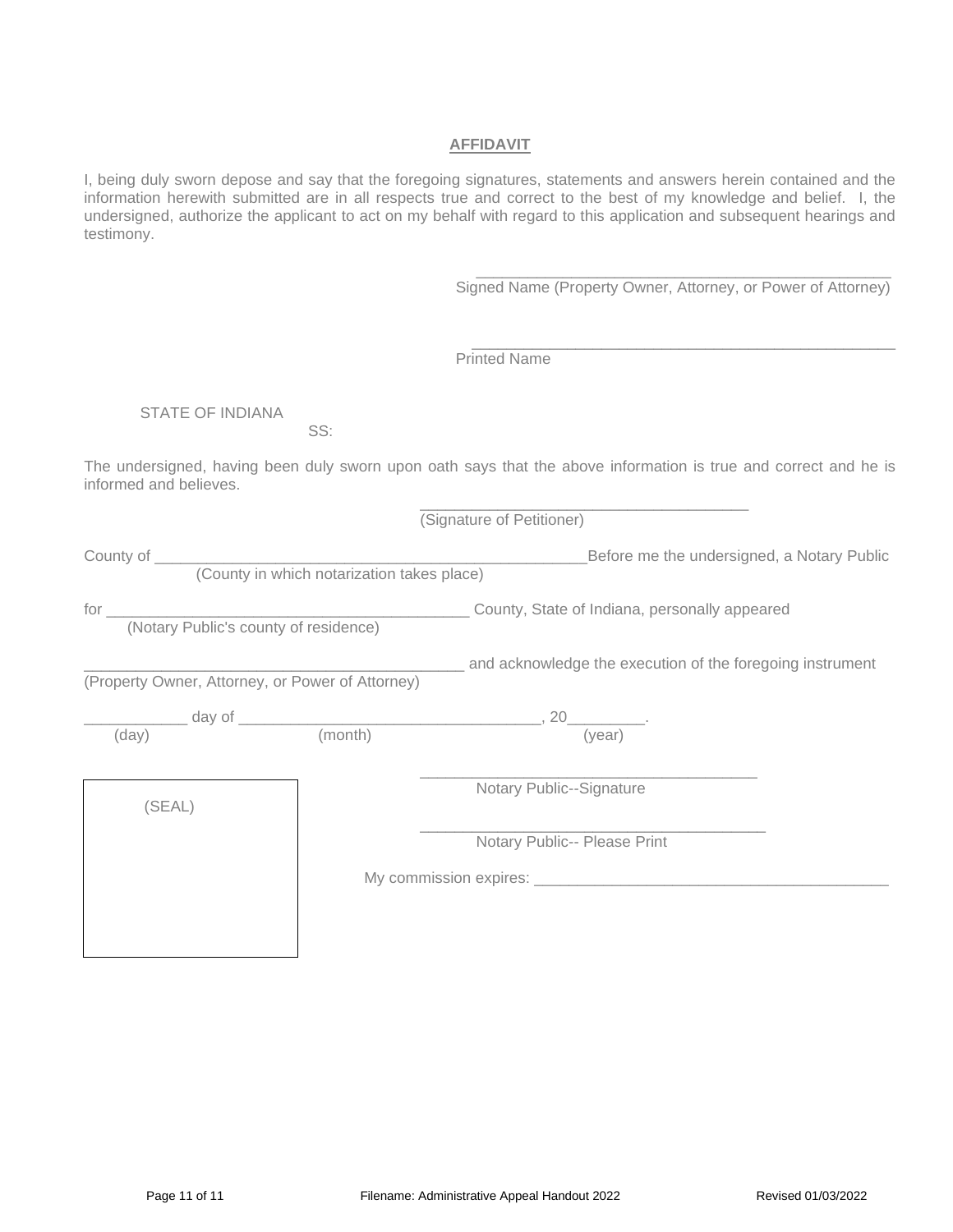## AFFIDAVIT

I, being duly sworn depose and say that the foregoing signatures, statements and answers herein contained and the information herewith submitted are in all respects true and correct to the best of my knowledge and belief. I, the undersigned, authorize the applicant to act on my behalf with regard to this application and subsequent hearings and testimony.

_______________________________________________
Signed Name (Property Owner, Attorney, or Power of Attorney)

_______________________________________________
Printed Name

STATE OF INDIANA
SS:

The undersigned, having been duly sworn upon oath says that the above information is true and correct and he is informed and believes.

_____________________________________
(Signature of Petitioner)

County of ________________________________________________Before me the undersigned, a Notary Public
(County in which notarization takes place)

for ________________________________________ County, State of Indiana, personally appeared
(Notary Public's county of residence)

__________________________________________ and acknowledge the execution of the foregoing instrument
(Property Owner, Attorney, or Power of Attorney)

___________ day of _________________________________, 20_________.
(day) (month) (year)

(SEAL)

______________________________________
Notary Public--Signature

______________________________________
Notary Public-- Please Print

My commission expires: ________________________________________